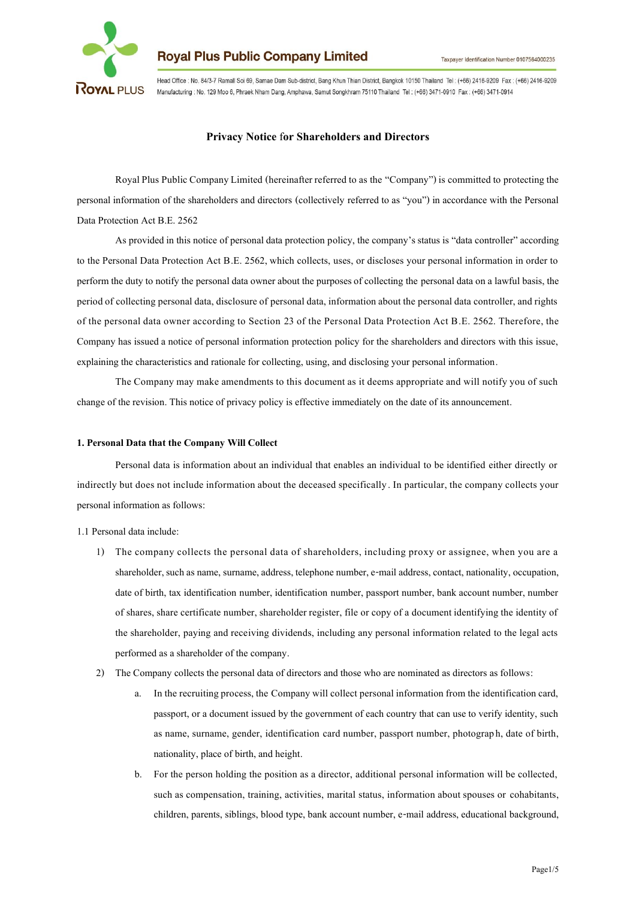Royal Plus Public Company Limited

Taxpayer Identification Number 0107564000235

Head Office : No. 84/3-7 Ramall Soi 69, Samae Dam Sub-district, Bang Khun Thian District, Bangkok 10150 Thailand Tel : (+66) 2416-9209 Fax : (+66) 2416-9209
Manufacturing : No. 129 Moo 6, Phraek Nham Dang, Amphawa, Samut Songkhram 75110 Thailand Tel : (+66) 3471-0910 Fax : (+66) 3471-0914

# Privacy Notice for Shareholders and Directors

Royal Plus Public Company Limited (hereinafter referred to as the "Company") is committed to protecting the personal information of the shareholders and directors (collectively referred to as "you") in accordance with the Personal Data Protection Act B.E. 2562

As provided in this notice of personal data protection policy, the company's status is "data controller" according to the Personal Data Protection Act B.E. 2562, which collects, uses, or discloses your personal information in order to perform the duty to notify the personal data owner about the purposes of collecting the personal data on a lawful basis, the period of collecting personal data, disclosure of personal data, information about the personal data controller, and rights of the personal data owner according to Section 23 of the Personal Data Protection Act B.E. 2562. Therefore, the Company has issued a notice of personal information protection policy for the shareholders and directors with this issue, explaining the characteristics and rationale for collecting, using, and disclosing your personal information.

The Company may make amendments to this document as it deems appropriate and will notify you of such change of the revision. This notice of privacy policy is effective immediately on the date of its announcement.

## 1. Personal Data that the Company Will Collect

Personal data is information about an individual that enables an individual to be identified either directly or indirectly but does not include information about the deceased specifically. In particular, the company collects your personal information as follows:

1.1 Personal data include:

1) The company collects the personal data of shareholders, including proxy or assignee, when you are a shareholder, such as name, surname, address, telephone number, e-mail address, contact, nationality, occupation, date of birth, tax identification number, identification number, passport number, bank account number, number of shares, share certificate number, shareholder register, file or copy of a document identifying the identity of the shareholder, paying and receiving dividends, including any personal information related to the legal acts performed as a shareholder of the company.
2) The Company collects the personal data of directors and those who are nominated as directors as follows:
    a. In the recruiting process, the Company will collect personal information from the identification card, passport, or a document issued by the government of each country that can use to verify identity, such as name, surname, gender, identification card number, passport number, photograph, date of birth, nationality, place of birth, and height.
    b. For the person holding the position as a director, additional personal information will be collected, such as compensation, training, activities, marital status, information about spouses or cohabitants, children, parents, siblings, blood type, bank account number, e-mail address, educational background,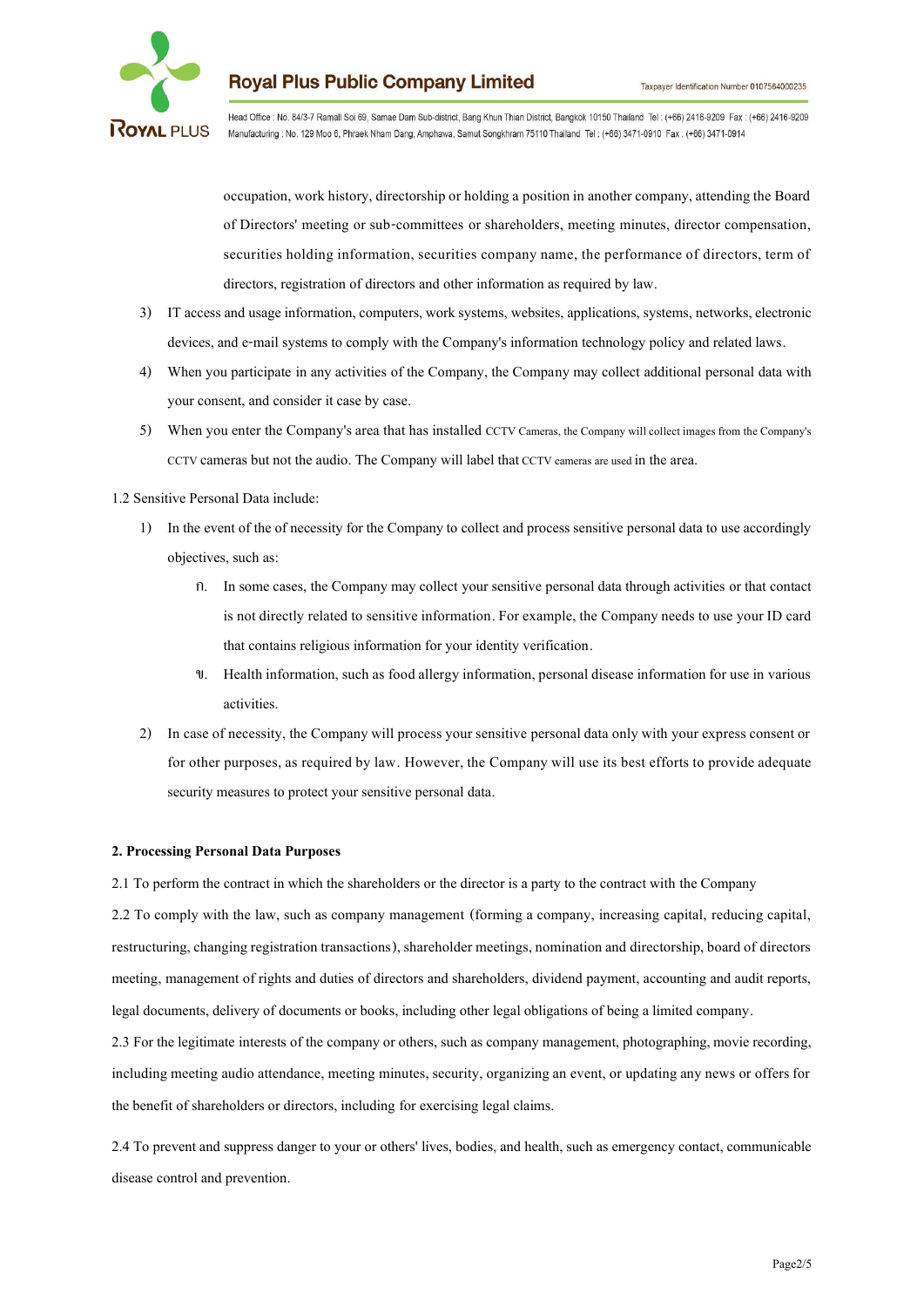occupation, work history, directorship or holding a position in another company, attending the Board of Directors' meeting or sub-committees or shareholders, meeting minutes, director compensation, securities holding information, securities company name, the performance of directors, term of directors, registration of directors and other information as required by law.

3) IT access and usage information, computers, work systems, websites, applications, systems, networks, electronic devices, and e-mail systems to comply with the Company's information technology policy and related laws.

4) When you participate in any activities of the Company, the Company may collect additional personal data with your consent, and consider it case by case.

5) When you enter the Company's area that has installed CCTV Cameras, the Company will collect images from the Company's CCTV cameras but not the audio. The Company will label that CCTV cameras are used in the area.

1.2 Sensitive Personal Data include:

1) In the event of the of necessity for the Company to collect and process sensitive personal data to use accordingly objectives, such as:

   ก. In some cases, the Company may collect your sensitive personal data through activities or that contact is not directly related to sensitive information. For example, the Company needs to use your ID card that contains religious information for your identity verification.

   ข. Health information, such as food allergy information, personal disease information for use in various activities.

2) In case of necessity, the Company will process your sensitive personal data only with your express consent or for other purposes, as required by law. However, the Company will use its best efforts to provide adequate security measures to protect your sensitive personal data.

**2. Processing Personal Data Purposes**

2.1 To perform the contract in which the shareholders or the director is a party to the contract with the Company

2.2 To comply with the law, such as company management (forming a company, increasing capital, reducing capital, restructuring, changing registration transactions), shareholder meetings, nomination and directorship, board of directors meeting, management of rights and duties of directors and shareholders, dividend payment, accounting and audit reports, legal documents, delivery of documents or books, including other legal obligations of being a limited company.

2.3 For the legitimate interests of the company or others, such as company management, photographing, movie recording, including meeting audio attendance, meeting minutes, security, organizing an event, or updating any news or offers for the benefit of shareholders or directors, including for exercising legal claims.

2.4 To prevent and suppress danger to your or others' lives, bodies, and health, such as emergency contact, communicable disease control and prevention.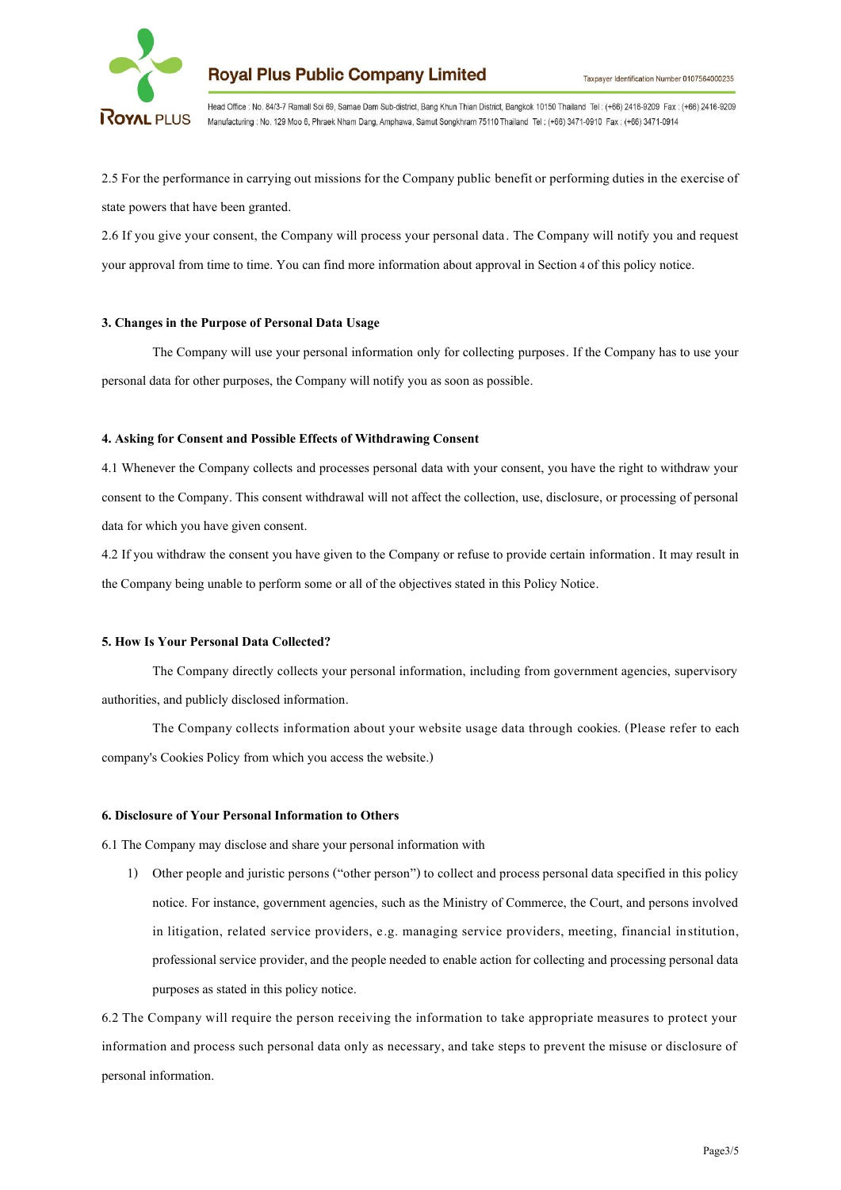2.5 For the performance in carrying out missions for the Company public benefit or performing duties in the exercise of state powers that have been granted.

2.6 If you give your consent, the Company will process your personal data. The Company will notify you and request your approval from time to time. You can find more information about approval in Section 4 of this policy notice.

### 3. Changes in the Purpose of Personal Data Usage

The Company will use your personal information only for collecting purposes. If the Company has to use your personal data for other purposes, the Company will notify you as soon as possible.

### 4. Asking for Consent and Possible Effects of Withdrawing Consent

4.1 Whenever the Company collects and processes personal data with your consent, you have the right to withdraw your consent to the Company. This consent withdrawal will not affect the collection, use, disclosure, or processing of personal data for which you have given consent.

4.2 If you withdraw the consent you have given to the Company or refuse to provide certain information. It may result in the Company being unable to perform some or all of the objectives stated in this Policy Notice.

### 5. How Is Your Personal Data Collected?

The Company directly collects your personal information, including from government agencies, supervisory authorities, and publicly disclosed information.

The Company collects information about your website usage data through cookies. (Please refer to each company's Cookies Policy from which you access the website.)

### 6. Disclosure of Your Personal Information to Others

6.1 The Company may disclose and share your personal information with

1) Other people and juristic persons ("other person") to collect and process personal data specified in this policy notice. For instance, government agencies, such as the Ministry of Commerce, the Court, and persons involved in litigation, related service providers, e.g. managing service providers, meeting, financial institution, professional service provider, and the people needed to enable action for collecting and processing personal data purposes as stated in this policy notice.

6.2 The Company will require the person receiving the information to take appropriate measures to protect your information and process such personal data only as necessary, and take steps to prevent the misuse or disclosure of personal information.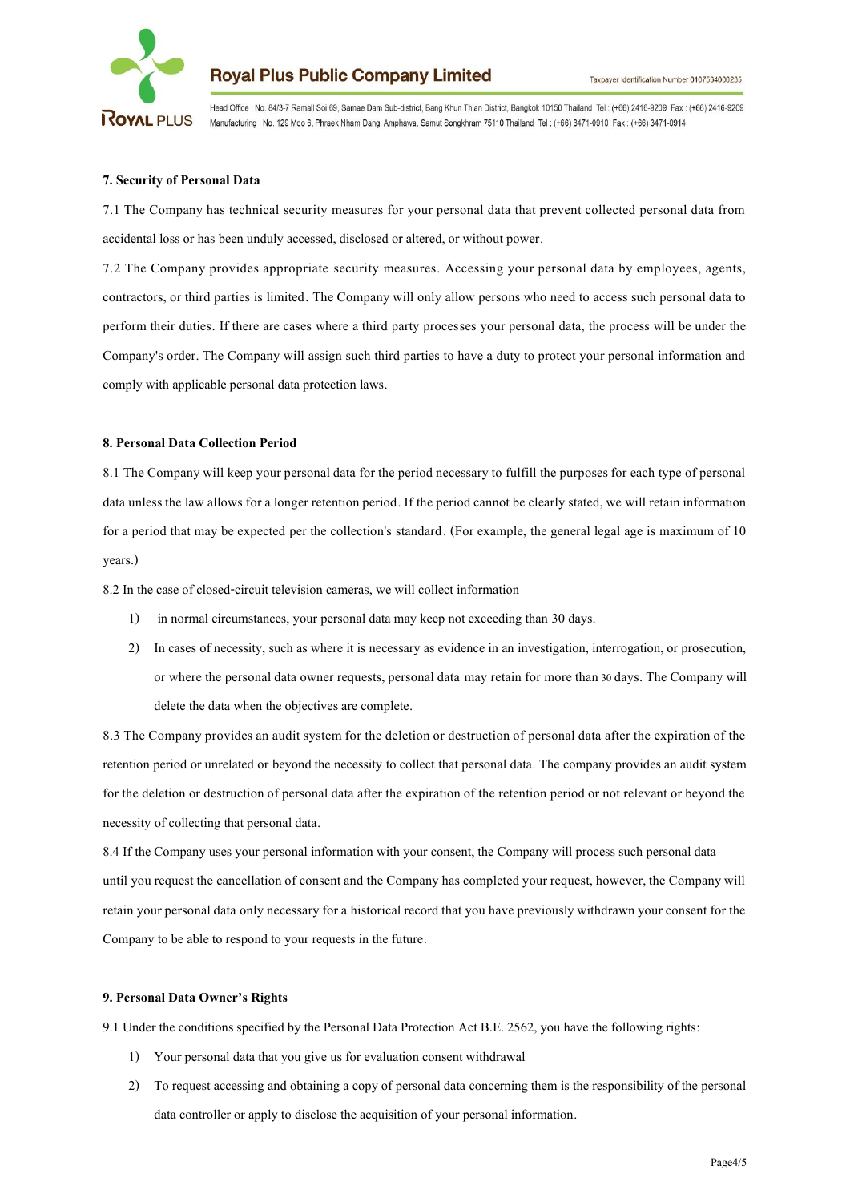**7. Security of Personal Data**

7.1 The Company has technical security measures for your personal data that prevent collected personal data from accidental loss or has been unduly accessed, disclosed or altered, or without power.

7.2 The Company provides appropriate security measures. Accessing your personal data by employees, agents, contractors, or third parties is limited. The Company will only allow persons who need to access such personal data to perform their duties. If there are cases where a third party processes your personal data, the process will be under the Company's order. The Company will assign such third parties to have a duty to protect your personal information and comply with applicable personal data protection laws.

**8. Personal Data Collection Period**

8.1 The Company will keep your personal data for the period necessary to fulfill the purposes for each type of personal data unless the law allows for a longer retention period. If the period cannot be clearly stated, we will retain information for a period that may be expected per the collection's standard. (For example, the general legal age is maximum of 10 years.)

8.2 In the case of closed-circuit television cameras, we will collect information

1) in normal circumstances, your personal data may keep not exceeding than 30 days.
2) In cases of necessity, such as where it is necessary as evidence in an investigation, interrogation, or prosecution, or where the personal data owner requests, personal data may retain for more than 30 days. The Company will delete the data when the objectives are complete.

8.3 The Company provides an audit system for the deletion or destruction of personal data after the expiration of the retention period or unrelated or beyond the necessity to collect that personal data. The company provides an audit system for the deletion or destruction of personal data after the expiration of the retention period or not relevant or beyond the necessity of collecting that personal data.

8.4 If the Company uses your personal information with your consent, the Company will process such personal data until you request the cancellation of consent and the Company has completed your request, however, the Company will retain your personal data only necessary for a historical record that you have previously withdrawn your consent for the Company to be able to respond to your requests in the future.

**9. Personal Data Owner's Rights**

9.1 Under the conditions specified by the Personal Data Protection Act B.E. 2562, you have the following rights:

1) Your personal data that you give us for evaluation consent withdrawal
2) To request accessing and obtaining a copy of personal data concerning them is the responsibility of the personal data controller or apply to disclose the acquisition of your personal information.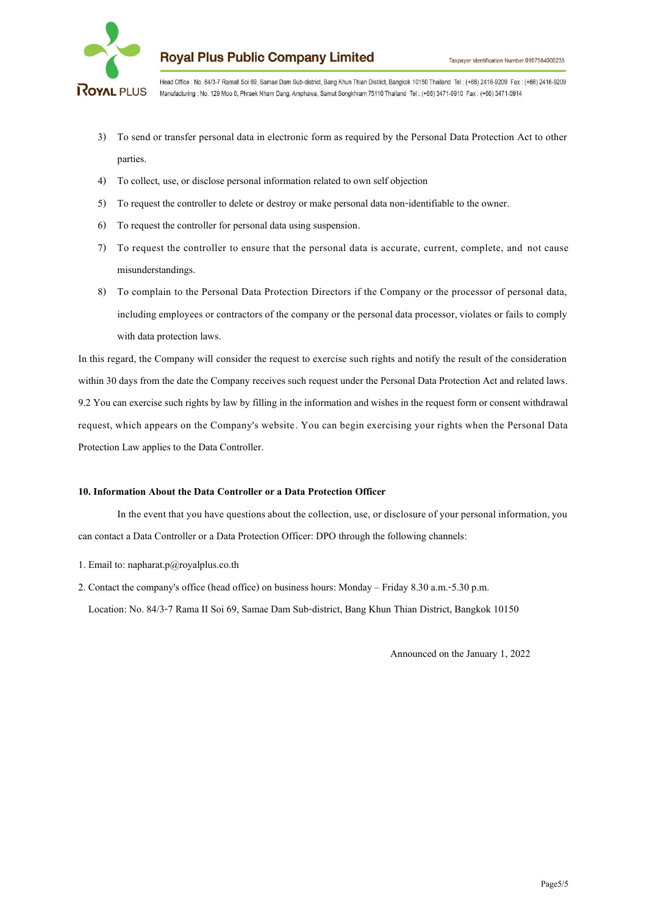3) To send or transfer personal data in electronic form as required by the Personal Data Protection Act to other parties.
4) To collect, use, or disclose personal information related to own self objection
5) To request the controller to delete or destroy or make personal data non-identifiable to the owner.
6) To request the controller for personal data using suspension.
7) To request the controller to ensure that the personal data is accurate, current, complete, and not cause misunderstandings.
8) To complain to the Personal Data Protection Directors if the Company or the processor of personal data, including employees or contractors of the company or the personal data processor, violates or fails to comply with data protection laws.

In this regard, the Company will consider the request to exercise such rights and notify the result of the consideration within 30 days from the date the Company receives such request under the Personal Data Protection Act and related laws.

9.2 You can exercise such rights by law by filling in the information and wishes in the request form or consent withdrawal request, which appears on the Company's website. You can begin exercising your rights when the Personal Data Protection Law applies to the Data Controller.

**10. Information About the Data Controller or a Data Protection Officer**

In the event that you have questions about the collection, use, or disclosure of your personal information, you can contact a Data Controller or a Data Protection Officer: DPO through the following channels:

1. Email to: napharat.p@royalplus.co.th
2. Contact the company's office (head office) on business hours: Monday – Friday 8.30 a.m.-5.30 p.m.
   Location: No. 84/3-7 Rama II Soi 69, Samae Dam Sub-district, Bang Khun Thian District, Bangkok 10150

Announced on the January 1, 2022